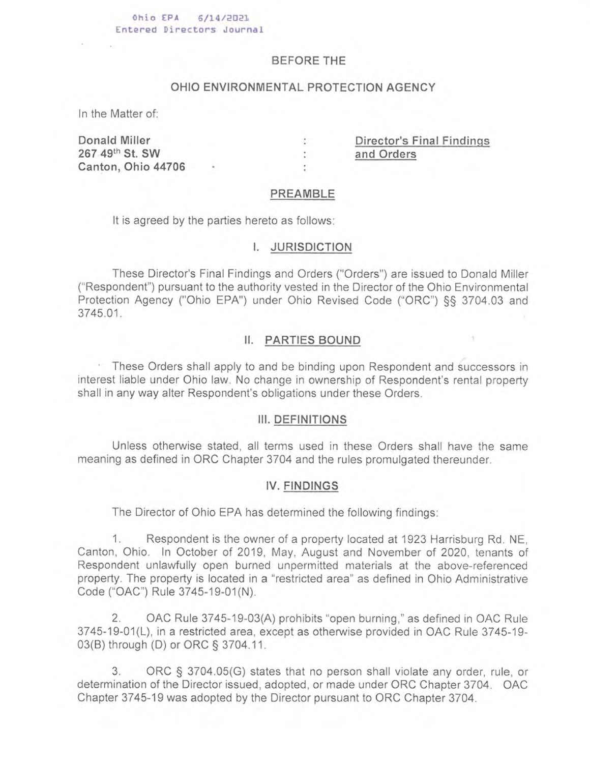Ohio EPA 6/14/2021
Entered Directors Journal

BEFORE THE

OHIO ENVIRONMENTAL PROTECTION AGENCY

In the Matter of:

**Donald Miller**
**267 49th St. SW**
**Canton, Ohio 44706**

: Director's Final Findings and Orders

## PREAMBLE

It is agreed by the parties hereto as follows:

## I. JURISDICTION

These Director's Final Findings and Orders ("Orders") are issued to Donald Miller ("Respondent") pursuant to the authority vested in the Director of the Ohio Environmental Protection Agency ("Ohio EPA") under Ohio Revised Code ("ORC") §§ 3704.03 and 3745.01.

## II. PARTIES BOUND

These Orders shall apply to and be binding upon Respondent and successors in interest liable under Ohio law. No change in ownership of Respondent's rental property shall in any way alter Respondent's obligations under these Orders.

## III. DEFINITIONS

Unless otherwise stated, all terms used in these Orders shall have the same meaning as defined in ORC Chapter 3704 and the rules promulgated thereunder.

## IV. FINDINGS

The Director of Ohio EPA has determined the following findings:

1. Respondent is the owner of a property located at 1923 Harrisburg Rd. NE, Canton, Ohio. In October of 2019, May, August and November of 2020, tenants of Respondent unlawfully open burned unpermitted materials at the above-referenced property. The property is located in a "restricted area" as defined in Ohio Administrative Code ("OAC") Rule 3745-19-01(N).

2. OAC Rule 3745-19-03(A) prohibits "open burning," as defined in OAC Rule 3745-19-01(L), in a restricted area, except as otherwise provided in OAC Rule 3745-19-03(B) through (D) or ORC § 3704.11.

3. ORC § 3704.05(G) states that no person shall violate any order, rule, or determination of the Director issued, adopted, or made under ORC Chapter 3704. OAC Chapter 3745-19 was adopted by the Director pursuant to ORC Chapter 3704.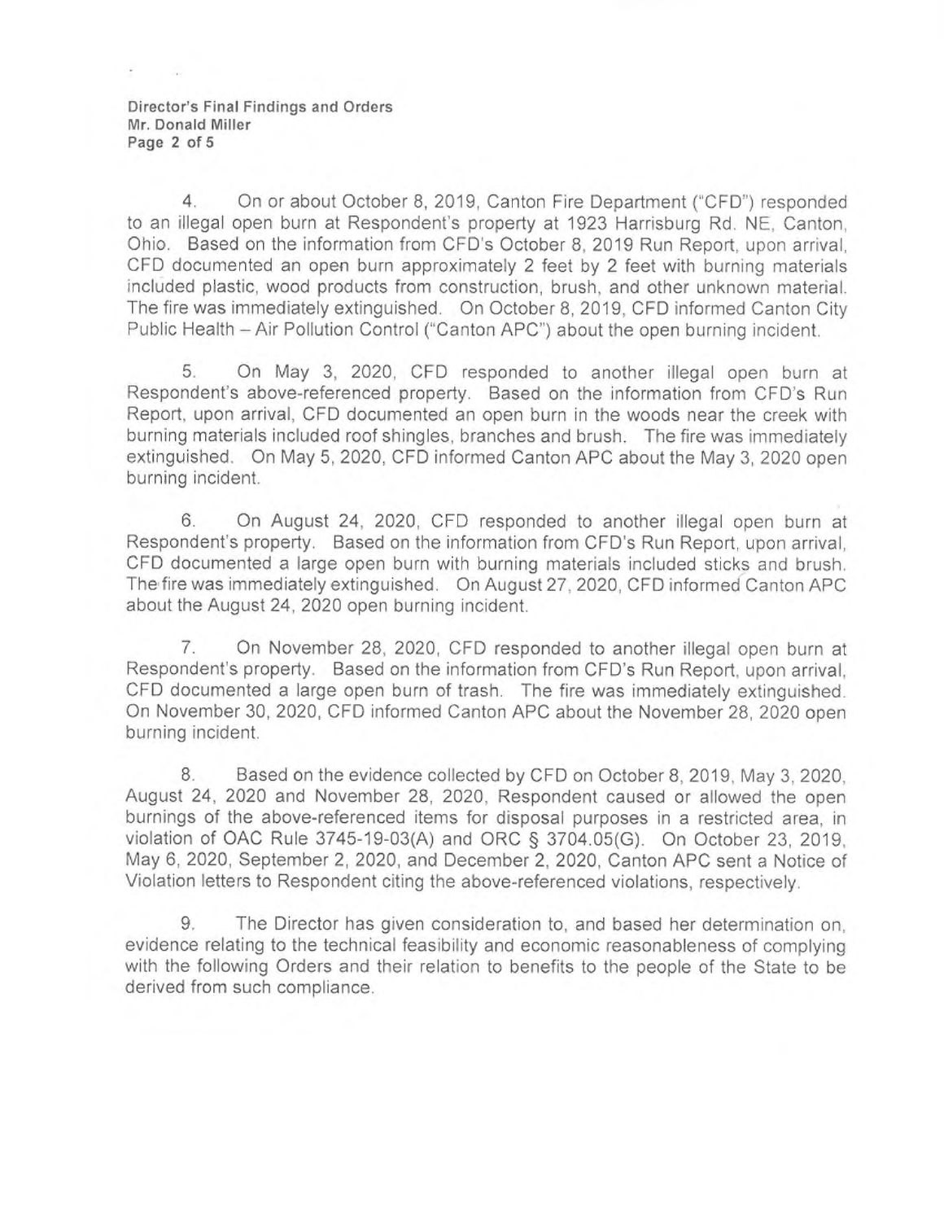4. On or about October 8, 2019, Canton Fire Department ("CFD") responded to an illegal open burn at Respondent's property at 1923 Harrisburg Rd. NE, Canton, Ohio. Based on the information from CFD's October 8, 2019 Run Report, upon arrival, CFD documented an open burn approximately 2 feet by 2 feet with burning materials included plastic, wood products from construction, brush, and other unknown material. The fire was immediately extinguished. On October 8, 2019, CFD informed Canton City Public Health – Air Pollution Control ("Canton APC") about the open burning incident.

5. On May 3, 2020, CFD responded to another illegal open burn at Respondent's above-referenced property. Based on the information from CFD's Run Report, upon arrival, CFD documented an open burn in the woods near the creek with burning materials included roof shingles, branches and brush. The fire was immediately extinguished. On May 5, 2020, CFD informed Canton APC about the May 3, 2020 open burning incident.

6. On August 24, 2020, CFD responded to another illegal open burn at Respondent's property. Based on the information from CFD's Run Report, upon arrival, CFD documented a large open burn with burning materials included sticks and brush. The fire was immediately extinguished. On August 27, 2020, CFD informed Canton APC about the August 24, 2020 open burning incident.

7. On November 28, 2020, CFD responded to another illegal open burn at Respondent's property. Based on the information from CFD's Run Report, upon arrival, CFD documented a large open burn of trash. The fire was immediately extinguished. On November 30, 2020, CFD informed Canton APC about the November 28, 2020 open burning incident.

8. Based on the evidence collected by CFD on October 8, 2019, May 3, 2020, August 24, 2020 and November 28, 2020, Respondent caused or allowed the open burnings of the above-referenced items for disposal purposes in a restricted area, in violation of OAC Rule 3745-19-03(A) and ORC § 3704.05(G). On October 23, 2019, May 6, 2020, September 2, 2020, and December 2, 2020, Canton APC sent a Notice of Violation letters to Respondent citing the above-referenced violations, respectively.

9. The Director has given consideration to, and based her determination on, evidence relating to the technical feasibility and economic reasonableness of complying with the following Orders and their relation to benefits to the people of the State to be derived from such compliance.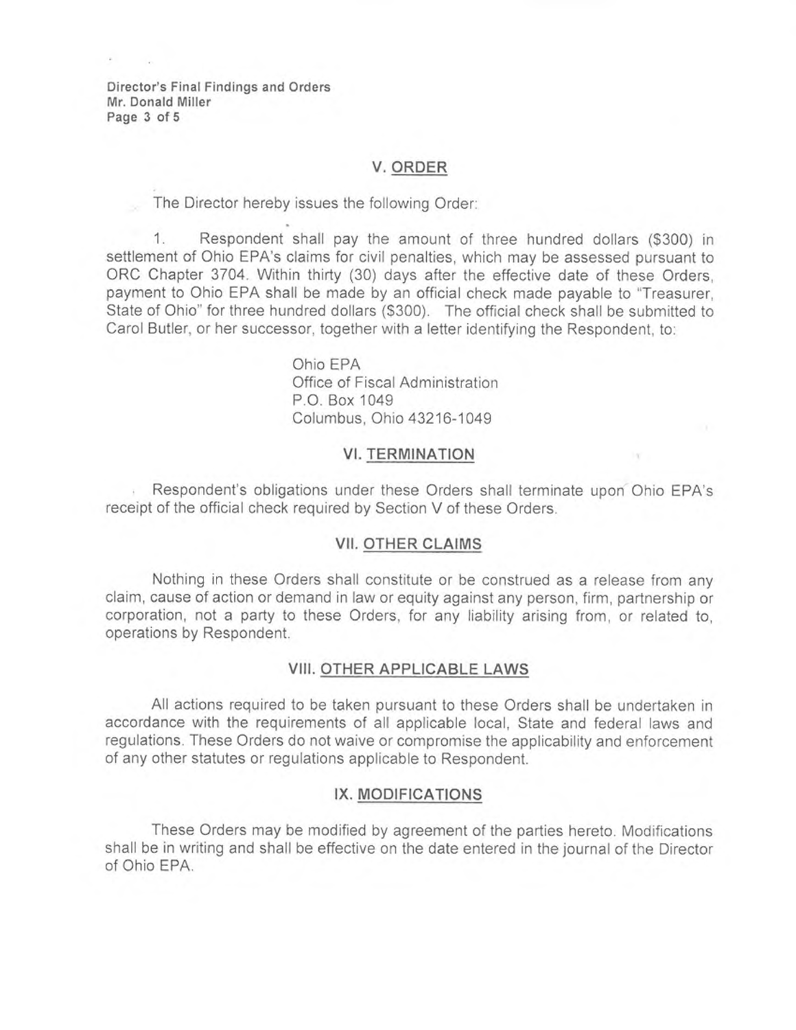## V. ORDER

The Director hereby issues the following Order:

1. Respondent shall pay the amount of three hundred dollars ($300) in settlement of Ohio EPA's claims for civil penalties, which may be assessed pursuant to ORC Chapter 3704. Within thirty (30) days after the effective date of these Orders, payment to Ohio EPA shall be made by an official check made payable to "Treasurer, State of Ohio" for three hundred dollars ($300). The official check shall be submitted to Carol Butler, or her successor, together with a letter identifying the Respondent, to:

> Ohio EPA
> Office of Fiscal Administration
> P.O. Box 1049
> Columbus, Ohio 43216-1049

## VI. TERMINATION

Respondent's obligations under these Orders shall terminate upon Ohio EPA's receipt of the official check required by Section V of these Orders.

## VII. OTHER CLAIMS

Nothing in these Orders shall constitute or be construed as a release from any claim, cause of action or demand in law or equity against any person, firm, partnership or corporation, not a party to these Orders, for any liability arising from, or related to, operations by Respondent.

## VIII. OTHER APPLICABLE LAWS

All actions required to be taken pursuant to these Orders shall be undertaken in accordance with the requirements of all applicable local, State and federal laws and regulations. These Orders do not waive or compromise the applicability and enforcement of any other statutes or regulations applicable to Respondent.

## IX. MODIFICATIONS

These Orders may be modified by agreement of the parties hereto. Modifications shall be in writing and shall be effective on the date entered in the journal of the Director of Ohio EPA.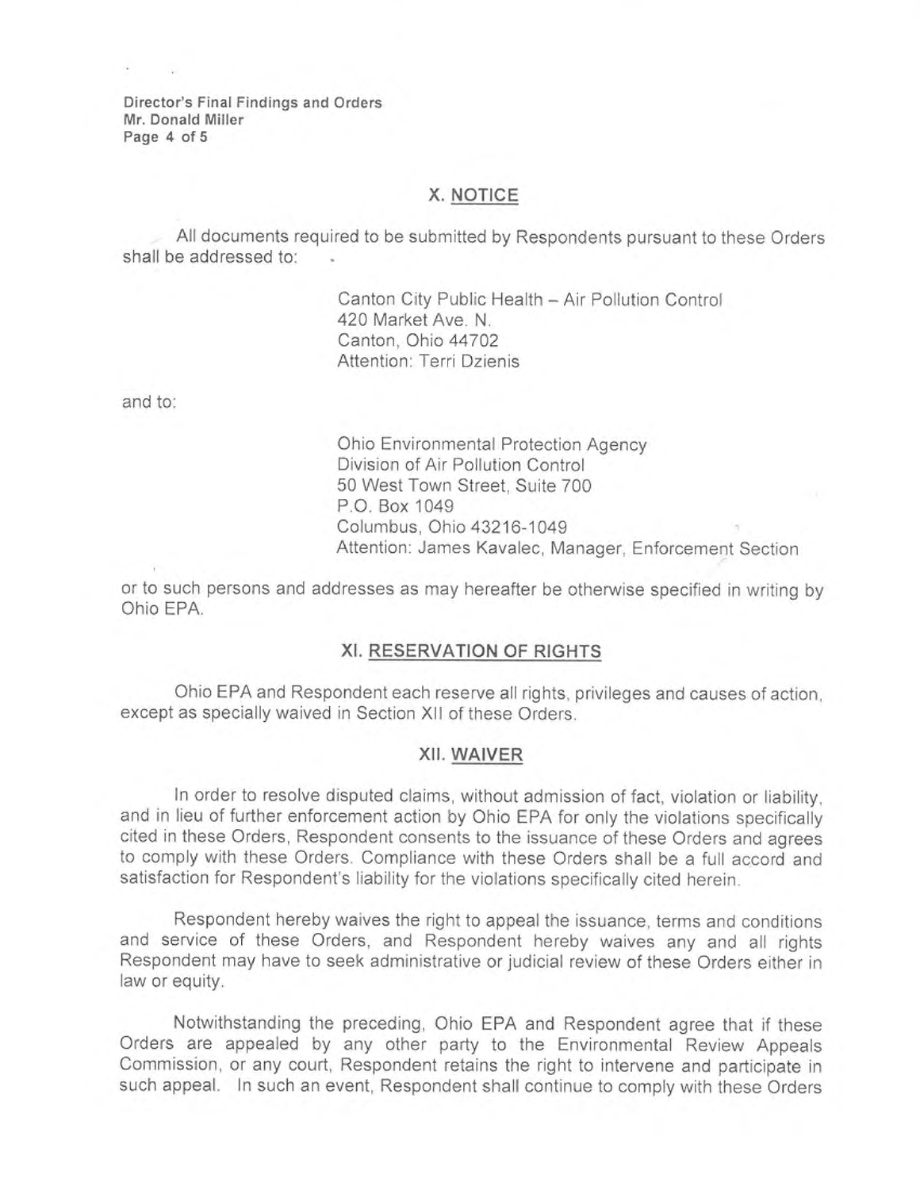## X. NOTICE

All documents required to be submitted by Respondents pursuant to these Orders shall be addressed to:

> Canton City Public Health – Air Pollution Control
> 420 Market Ave. N.
> Canton, Ohio 44702
> Attention: Terri Dzienis

and to:

> Ohio Environmental Protection Agency
> Division of Air Pollution Control
> 50 West Town Street, Suite 700
> P.O. Box 1049
> Columbus, Ohio 43216-1049
> Attention: James Kavalec, Manager, Enforcement Section

or to such persons and addresses as may hereafter be otherwise specified in writing by Ohio EPA.

## XI. RESERVATION OF RIGHTS

Ohio EPA and Respondent each reserve all rights, privileges and causes of action, except as specially waived in Section XII of these Orders.

## XII. WAIVER

In order to resolve disputed claims, without admission of fact, violation or liability, and in lieu of further enforcement action by Ohio EPA for only the violations specifically cited in these Orders, Respondent consents to the issuance of these Orders and agrees to comply with these Orders. Compliance with these Orders shall be a full accord and satisfaction for Respondent's liability for the violations specifically cited herein.

Respondent hereby waives the right to appeal the issuance, terms and conditions and service of these Orders, and Respondent hereby waives any and all rights Respondent may have to seek administrative or judicial review of these Orders either in law or equity.

Notwithstanding the preceding, Ohio EPA and Respondent agree that if these Orders are appealed by any other party to the Environmental Review Appeals Commission, or any court, Respondent retains the right to intervene and participate in such appeal. In such an event, Respondent shall continue to comply with these Orders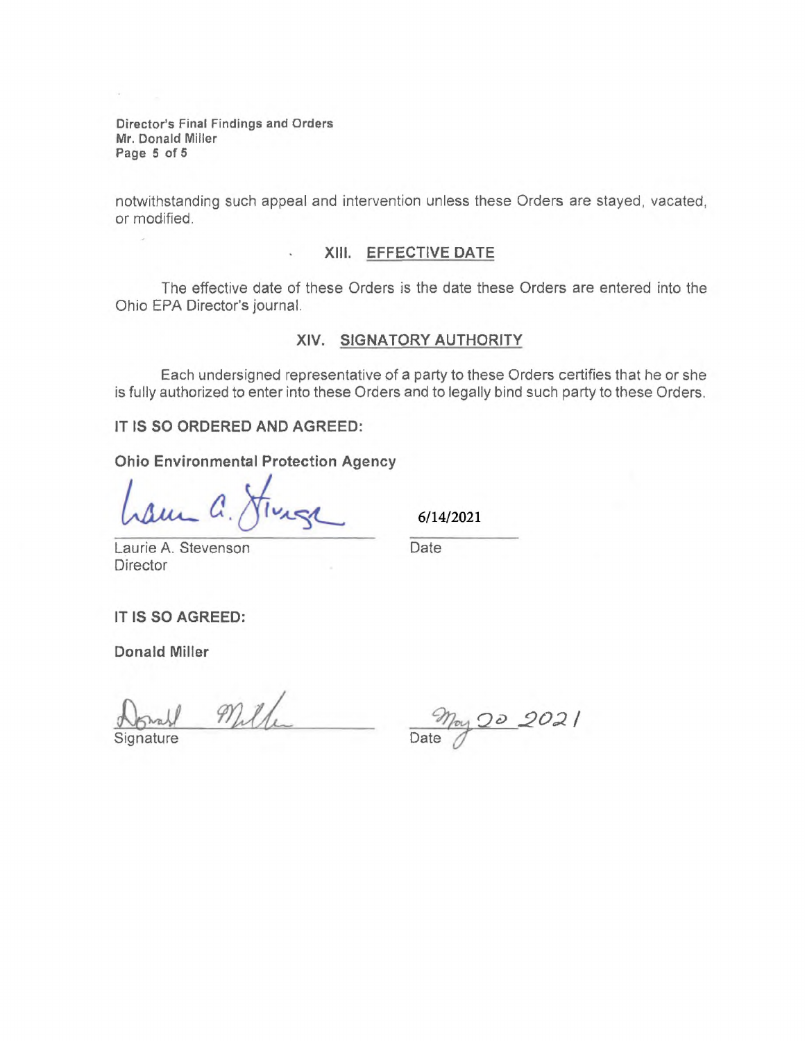notwithstanding such appeal and intervention unless these Orders are stayed, vacated, or modified.

## XIII. EFFECTIVE DATE

The effective date of these Orders is the date these Orders are entered into the Ohio EPA Director's journal.

## XIV. SIGNATORY AUTHORITY

Each undersigned representative of a party to these Orders certifies that he or she is fully authorized to enter into these Orders and to legally bind such party to these Orders.

**IT IS SO ORDERED AND AGREED:**

**Ohio Environmental Protection Agency**

Laurie A. Stevenson
Director

6/14/2021
Date

**IT IS SO AGREED:**

**Donald Miller**

Signature

May 20 2021
Date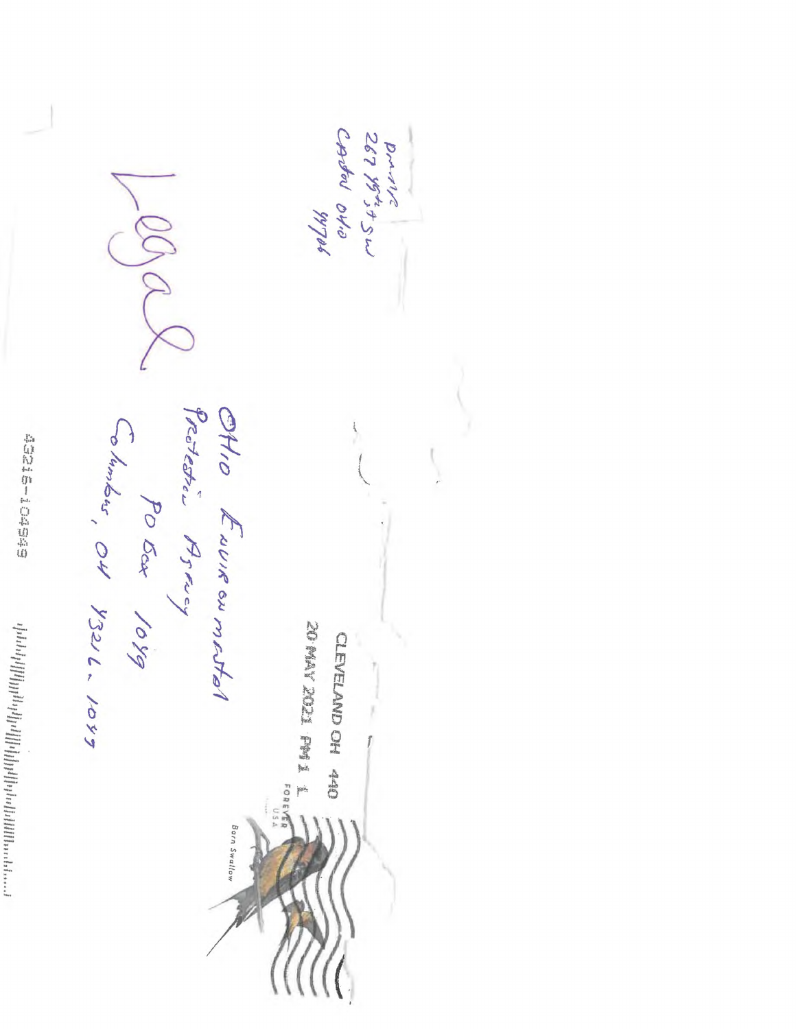Drane
267 19th st SW
Canton Ohio
44706

Legal

Ohio Environmental
Protection Agency
PO Box 1049
Columbus, OH 43216-1049

CLEVELAND OH 440
20 MAY 2021 PM 1 L

FOREVER
USA

Barn Swallow

43216-104949